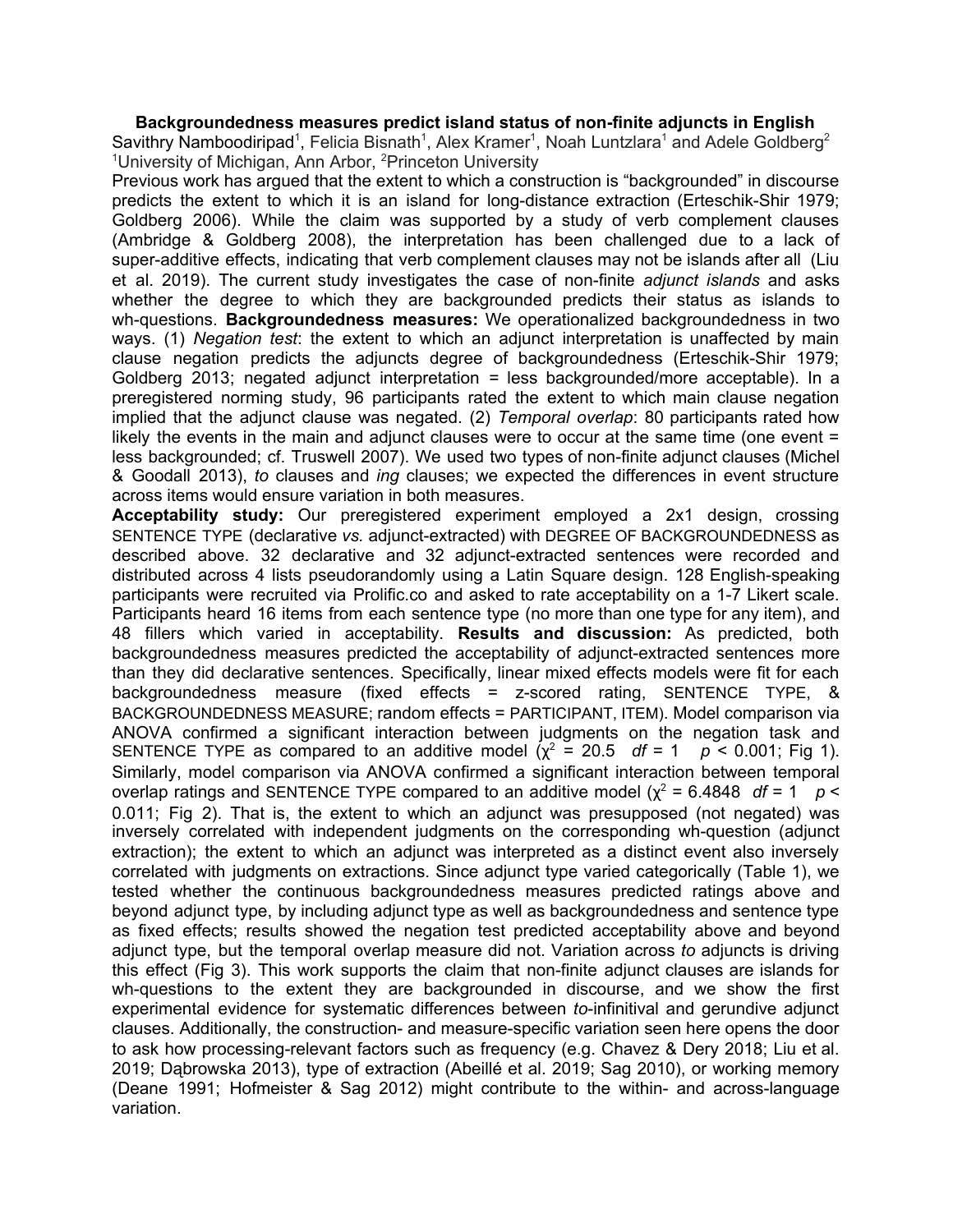# Backgroundedness measures predict island status of non-finite adjuncts in English

Savithry Namboodiripad[1], Felicia Bisnath[1], Alex Kramer[1], Noah Luntzlara[1] and Adele Goldberg[2]
[1]University of Michigan, Ann Arbor, [2]Princeton University

Previous work has argued that the extent to which a construction is "backgrounded" in discourse predicts the extent to which it is an island for long-distance extraction (Erteschik-Shir 1979; Goldberg 2006). While the claim was supported by a study of verb complement clauses (Ambridge & Goldberg 2008), the interpretation has been challenged due to a lack of super-additive effects, indicating that verb complement clauses may not be islands after all (Liu et al. 2019). The current study investigates the case of non-finite *adjunct islands* and asks whether the degree to which they are backgrounded predicts their status as islands to wh-questions. **Backgroundedness measures:** We operationalized backgroundedness in two ways. (1) *Negation test*: the extent to which an adjunct interpretation is unaffected by main clause negation predicts the adjuncts degree of backgroundedness (Erteschik-Shir 1979; Goldberg 2013; negated adjunct interpretation = less backgrounded/more acceptable). In a preregistered norming study, 96 participants rated the extent to which main clause negation implied that the adjunct clause was negated. (2) *Temporal overlap*: 80 participants rated how likely the events in the main and adjunct clauses were to occur at the same time (one event = less backgrounded; cf. Truswell 2007). We used two types of non-finite adjunct clauses (Michel & Goodall 2013), *to* clauses and *ing* clauses; we expected the differences in event structure across items would ensure variation in both measures.

**Acceptability study:** Our preregistered experiment employed a 2x1 design, crossing SENTENCE TYPE (declarative *vs.* adjunct-extracted) with DEGREE OF BACKGROUNDEDNESS as described above. 32 declarative and 32 adjunct-extracted sentences were recorded and distributed across 4 lists pseudorandomly using a Latin Square design. 128 English-speaking participants were recruited via Prolific.co and asked to rate acceptability on a 1-7 Likert scale. Participants heard 16 items from each sentence type (no more than one type for any item), and 48 fillers which varied in acceptability. **Results and discussion:** As predicted, both backgroundedness measures predicted the acceptability of adjunct-extracted sentences more than they did declarative sentences. Specifically, linear mixed effects models were fit for each backgroundedness measure (fixed effects = z-scored rating, SENTENCE TYPE, & BACKGROUNDEDNESS MEASURE; random effects = PARTICIPANT, ITEM). Model comparison via ANOVA confirmed a significant interaction between judgments on the negation task and SENTENCE TYPE as compared to an additive model ($\chi^2$ = 20.5 *df* = 1 $p < 0.001$; Fig 1). Similarly, model comparison via ANOVA confirmed a significant interaction between temporal overlap ratings and SENTENCE TYPE compared to an additive model ($\chi^2$ = 6.4848 *df* = 1 $p <$ 0.011; Fig 2). That is, the extent to which an adjunct was presupposed (not negated) was inversely correlated with independent judgments on the corresponding wh-question (adjunct extraction); the extent to which an adjunct was interpreted as a distinct event also inversely correlated with judgments on extractions. Since adjunct type varied categorically (Table 1), we tested whether the continuous backgroundedness measures predicted ratings above and beyond adjunct type, by including adjunct type as well as backgroundedness and sentence type as fixed effects; results showed the negation test predicted acceptability above and beyond adjunct type, but the temporal overlap measure did not. Variation across *to* adjuncts is driving this effect (Fig 3). This work supports the claim that non-finite adjunct clauses are islands for wh-questions to the extent they are backgrounded in discourse, and we show the first experimental evidence for systematic differences between *to*-infinitival and gerundive adjunct clauses. Additionally, the construction- and measure-specific variation seen here opens the door to ask how processing-relevant factors such as frequency (e.g. Chavez & Dery 2018; Liu et al. 2019; Dąbrowska 2013), type of extraction (Abeillé et al. 2019; Sag 2010), or working memory (Deane 1991; Hofmeister & Sag 2012) might contribute to the within- and across-language variation.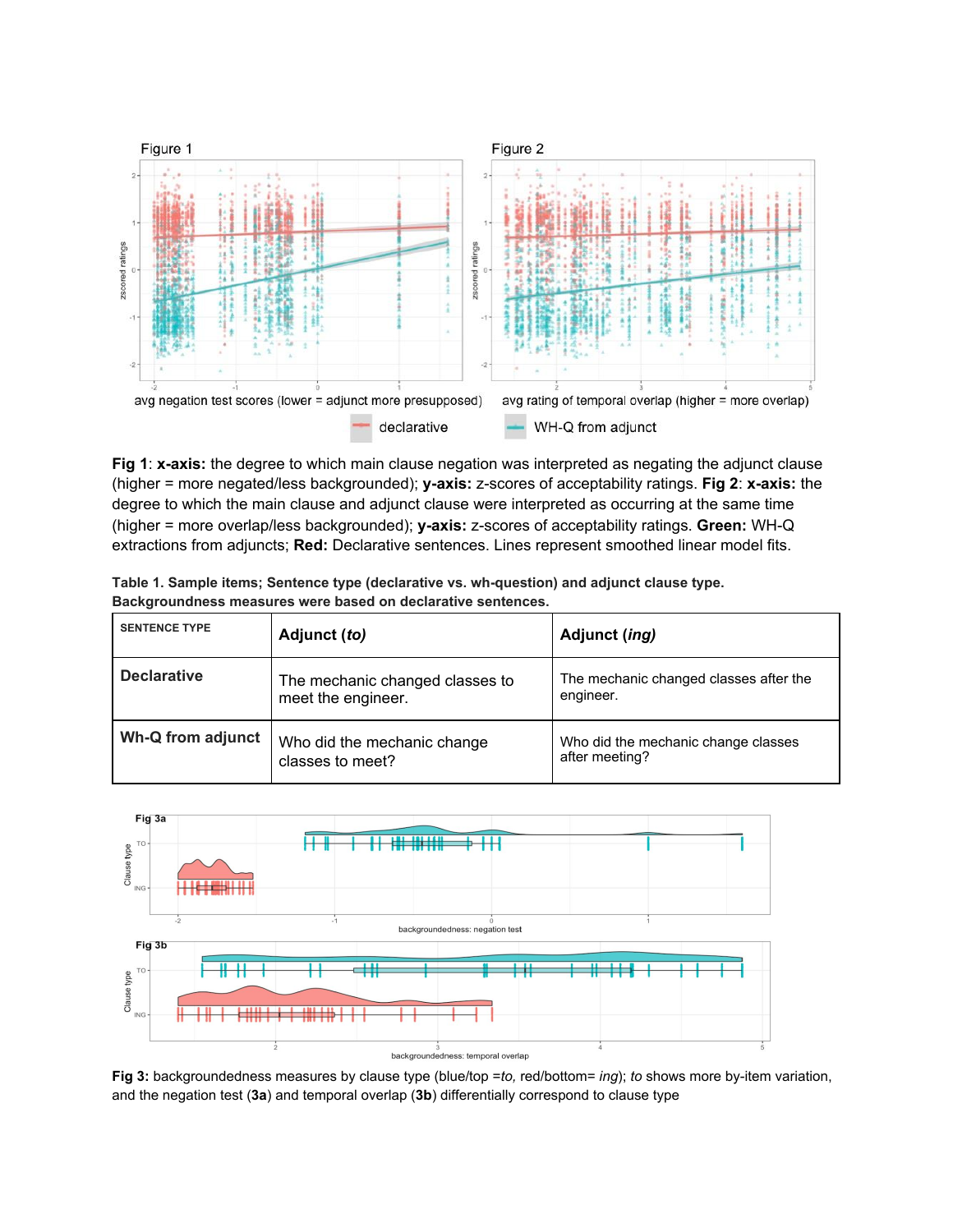Figure 1

zscored ratings

2
1
0
-1
-2

-2 -1 0 1

avg negation test scores (lower = adjunct more presupposed)

Figure 2

zscored ratings

2
1
0
-1
-2

2 3 4 5

avg rating of temporal overlap (higher = more overlap)

declarative

WH-Q from adjunct

**Fig 1**: **x-axis:** the degree to which main clause negation was interpreted as negating the adjunct clause (higher = more negated/less backgrounded); **y-axis:** z-scores of acceptability ratings. **Fig 2**: **x-axis:** the degree to which the main clause and adjunct clause were interpreted as occurring at the same time (higher = more overlap/less backgrounded); **y-axis:** z-scores of acceptability ratings. **Green:** WH-Q extractions from adjuncts; **Red:** Declarative sentences. Lines represent smoothed linear model fits.

**Table 1. Sample items; Sentence type (declarative vs. wh-question) and adjunct clause type. Backgroundness measures were based on declarative sentences.**

| SENTENCE TYPE | Adjunct (*to*) | Adjunct (*ing*) |
|---|---|---|
| **Declarative** | The mechanic changed classes to meet the engineer. | The mechanic changed classes after the engineer. |
| **Wh-Q from adjunct** | Who did the mechanic change classes to meet? | Who did the mechanic change classes after meeting? |

Fig 3a

Clause type

TO
ING

-2 -1 0 1

backgroundedness: negation test

Fig 3b

Clause type

TO
ING

2 3 4 5

backgroundedness: temporal overlap

**Fig 3:** backgroundedness measures by clause type (blue/top =*to,* red/bottom= *ing*); *to* shows more by-item variation, and the negation test (**3a**) and temporal overlap (**3b**) differentially correspond to clause type